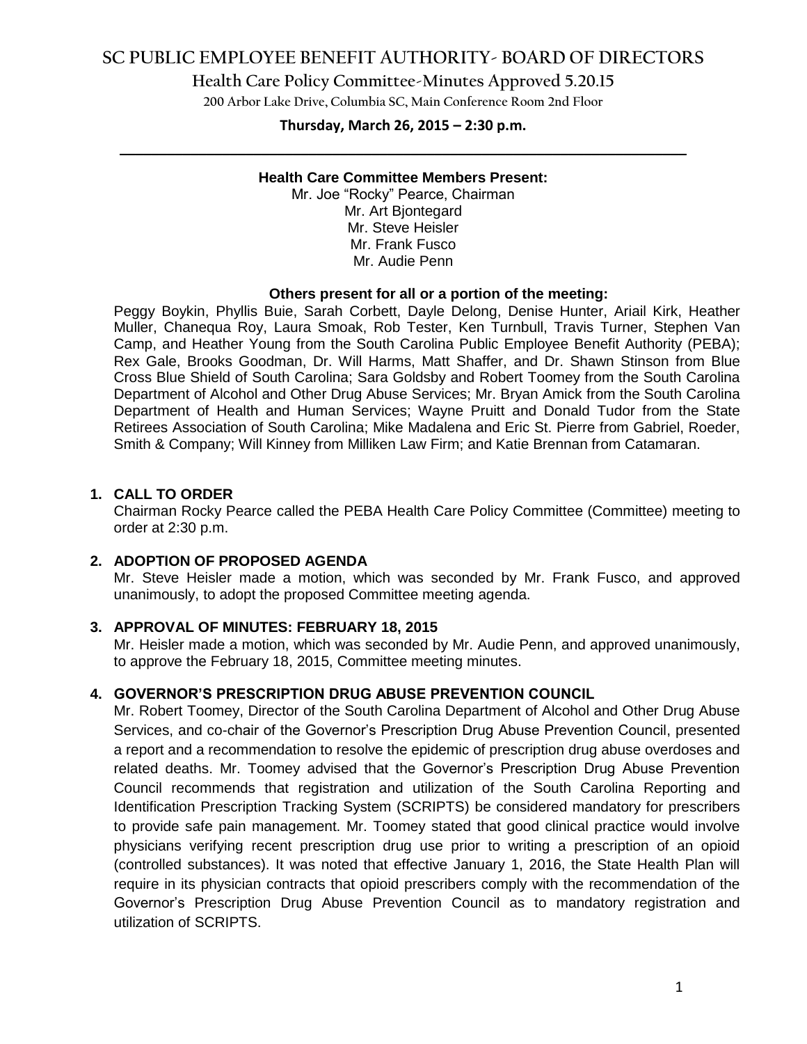# SC PUBLIC EMPLOYEE BENEFIT AUTHORITY- BOARD OF DIRECTORS

## Health Care Policy Committee-Minutes Approved 5.20.15

200 Arbor Lake Drive, Columbia SC, Main Conference Room 2nd Floor

**Thursday, March 26, 2015 – 2:30 p.m.**

---

**Health Care Committee Members Present:**

Mr. Joe "Rocky" Pearce, Chairman
Mr. Art Bjontegard
Mr. Steve Heisler
Mr. Frank Fusco
Mr. Audie Penn

**Others present for all or a portion of the meeting:**

Peggy Boykin, Phyllis Buie, Sarah Corbett, Dayle Delong, Denise Hunter, Ariail Kirk, Heather Muller, Chanequa Roy, Laura Smoak, Rob Tester, Ken Turnbull, Travis Turner, Stephen Van Camp, and Heather Young from the South Carolina Public Employee Benefit Authority (PEBA); Rex Gale, Brooks Goodman, Dr. Will Harms, Matt Shaffer, and Dr. Shawn Stinson from Blue Cross Blue Shield of South Carolina; Sara Goldsby and Robert Toomey from the South Carolina Department of Alcohol and Other Drug Abuse Services; Mr. Bryan Amick from the South Carolina Department of Health and Human Services; Wayne Pruitt and Donald Tudor from the State Retirees Association of South Carolina; Mike Madalena and Eric St. Pierre from Gabriel, Roeder, Smith & Company; Will Kinney from Milliken Law Firm; and Katie Brennan from Catamaran.

**1. CALL TO ORDER**

Chairman Rocky Pearce called the PEBA Health Care Policy Committee (Committee) meeting to order at 2:30 p.m.

**2. ADOPTION OF PROPOSED AGENDA**

Mr. Steve Heisler made a motion, which was seconded by Mr. Frank Fusco, and approved unanimously, to adopt the proposed Committee meeting agenda.

**3. APPROVAL OF MINUTES: FEBRUARY 18, 2015**

Mr. Heisler made a motion, which was seconded by Mr. Audie Penn, and approved unanimously, to approve the February 18, 2015, Committee meeting minutes.

**4. GOVERNOR'S PRESCRIPTION DRUG ABUSE PREVENTION COUNCIL**

Mr. Robert Toomey, Director of the South Carolina Department of Alcohol and Other Drug Abuse Services, and co-chair of the Governor's Prescription Drug Abuse Prevention Council, presented a report and a recommendation to resolve the epidemic of prescription drug abuse overdoses and related deaths. Mr. Toomey advised that the Governor's Prescription Drug Abuse Prevention Council recommends that registration and utilization of the South Carolina Reporting and Identification Prescription Tracking System (SCRIPTS) be considered mandatory for prescribers to provide safe pain management. Mr. Toomey stated that good clinical practice would involve physicians verifying recent prescription drug use prior to writing a prescription of an opioid (controlled substances). It was noted that effective January 1, 2016, the State Health Plan will require in its physician contracts that opioid prescribers comply with the recommendation of the Governor's Prescription Drug Abuse Prevention Council as to mandatory registration and utilization of SCRIPTS.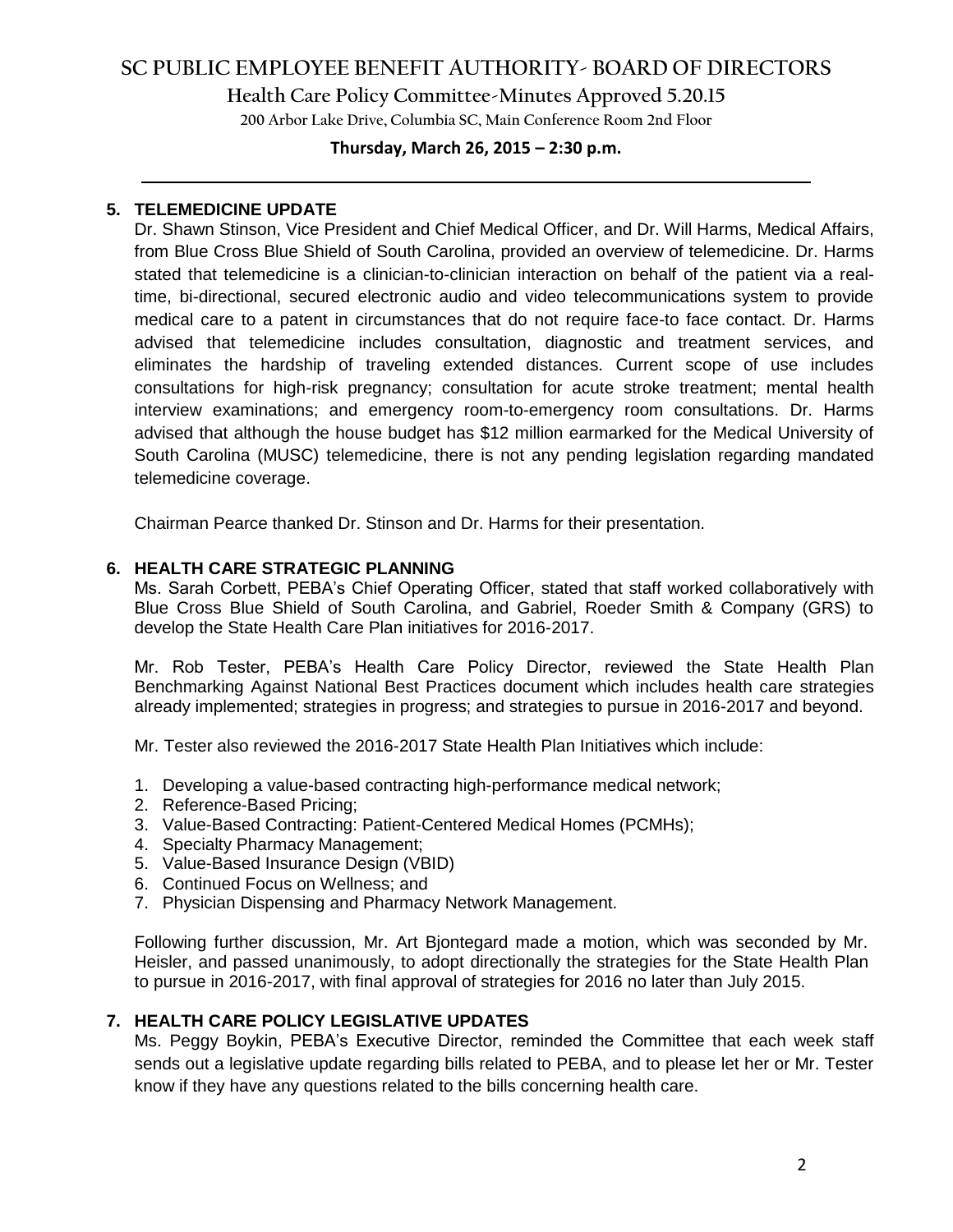## 5. TELEMEDICINE UPDATE

Dr. Shawn Stinson, Vice President and Chief Medical Officer, and Dr. Will Harms, Medical Affairs, from Blue Cross Blue Shield of South Carolina, provided an overview of telemedicine. Dr. Harms stated that telemedicine is a clinician-to-clinician interaction on behalf of the patient via a real-time, bi-directional, secured electronic audio and video telecommunications system to provide medical care to a patent in circumstances that do not require face-to face contact. Dr. Harms advised that telemedicine includes consultation, diagnostic and treatment services, and eliminates the hardship of traveling extended distances. Current scope of use includes consultations for high-risk pregnancy; consultation for acute stroke treatment; mental health interview examinations; and emergency room-to-emergency room consultations. Dr. Harms advised that although the house budget has $12 million earmarked for the Medical University of South Carolina (MUSC) telemedicine, there is not any pending legislation regarding mandated telemedicine coverage.

Chairman Pearce thanked Dr. Stinson and Dr. Harms for their presentation.

## 6. HEALTH CARE STRATEGIC PLANNING

Ms. Sarah Corbett, PEBA's Chief Operating Officer, stated that staff worked collaboratively with Blue Cross Blue Shield of South Carolina, and Gabriel, Roeder Smith & Company (GRS) to develop the State Health Care Plan initiatives for 2016-2017.

Mr. Rob Tester, PEBA's Health Care Policy Director, reviewed the State Health Plan Benchmarking Against National Best Practices document which includes health care strategies already implemented; strategies in progress; and strategies to pursue in 2016-2017 and beyond.

Mr. Tester also reviewed the 2016-2017 State Health Plan Initiatives which include:

1. Developing a value-based contracting high-performance medical network;
2. Reference-Based Pricing;
3. Value-Based Contracting: Patient-Centered Medical Homes (PCMHs);
4. Specialty Pharmacy Management;
5. Value-Based Insurance Design (VBID)
6. Continued Focus on Wellness; and
7. Physician Dispensing and Pharmacy Network Management.

Following further discussion, Mr. Art Bjontegard made a motion, which was seconded by Mr. Heisler, and passed unanimously, to adopt directionally the strategies for the State Health Plan to pursue in 2016-2017, with final approval of strategies for 2016 no later than July 2015.

## 7. HEALTH CARE POLICY LEGISLATIVE UPDATES

Ms. Peggy Boykin, PEBA's Executive Director, reminded the Committee that each week staff sends out a legislative update regarding bills related to PEBA, and to please let her or Mr. Tester know if they have any questions related to the bills concerning health care.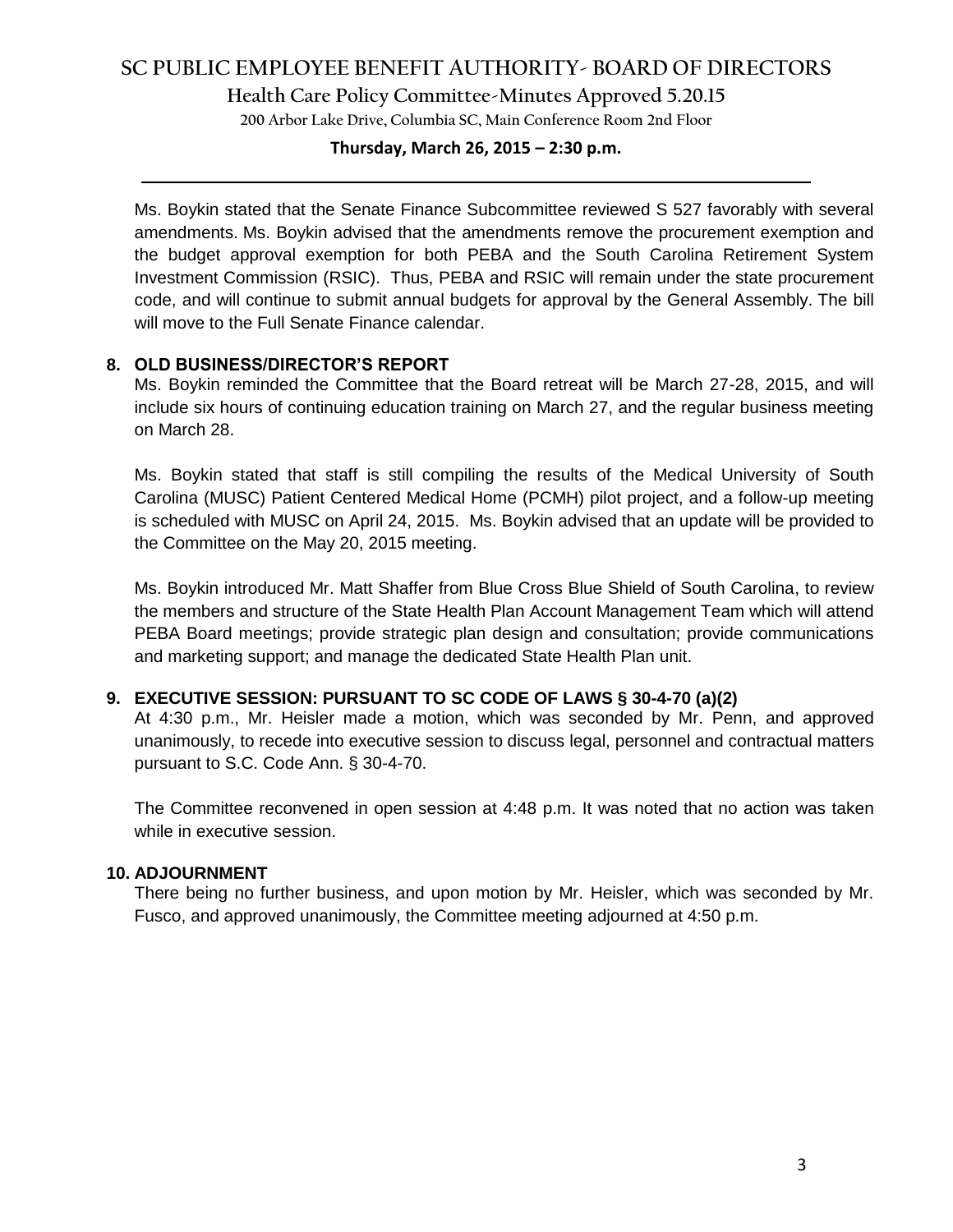Ms. Boykin stated that the Senate Finance Subcommittee reviewed S 527 favorably with several amendments. Ms. Boykin advised that the amendments remove the procurement exemption and the budget approval exemption for both PEBA and the South Carolina Retirement System Investment Commission (RSIC). Thus, PEBA and RSIC will remain under the state procurement code, and will continue to submit annual budgets for approval by the General Assembly. The bill will move to the Full Senate Finance calendar.

**8. OLD BUSINESS/DIRECTOR'S REPORT**

Ms. Boykin reminded the Committee that the Board retreat will be March 27-28, 2015, and will include six hours of continuing education training on March 27, and the regular business meeting on March 28.

Ms. Boykin stated that staff is still compiling the results of the Medical University of South Carolina (MUSC) Patient Centered Medical Home (PCMH) pilot project, and a follow-up meeting is scheduled with MUSC on April 24, 2015. Ms. Boykin advised that an update will be provided to the Committee on the May 20, 2015 meeting.

Ms. Boykin introduced Mr. Matt Shaffer from Blue Cross Blue Shield of South Carolina, to review the members and structure of the State Health Plan Account Management Team which will attend PEBA Board meetings; provide strategic plan design and consultation; provide communications and marketing support; and manage the dedicated State Health Plan unit.

**9. EXECUTIVE SESSION: PURSUANT TO SC CODE OF LAWS § 30-4-70 (a)(2)**

At 4:30 p.m., Mr. Heisler made a motion, which was seconded by Mr. Penn, and approved unanimously, to recede into executive session to discuss legal, personnel and contractual matters pursuant to S.C. Code Ann. § 30-4-70.

The Committee reconvened in open session at 4:48 p.m. It was noted that no action was taken while in executive session.

**10. ADJOURNMENT**

There being no further business, and upon motion by Mr. Heisler, which was seconded by Mr. Fusco, and approved unanimously, the Committee meeting adjourned at 4:50 p.m.